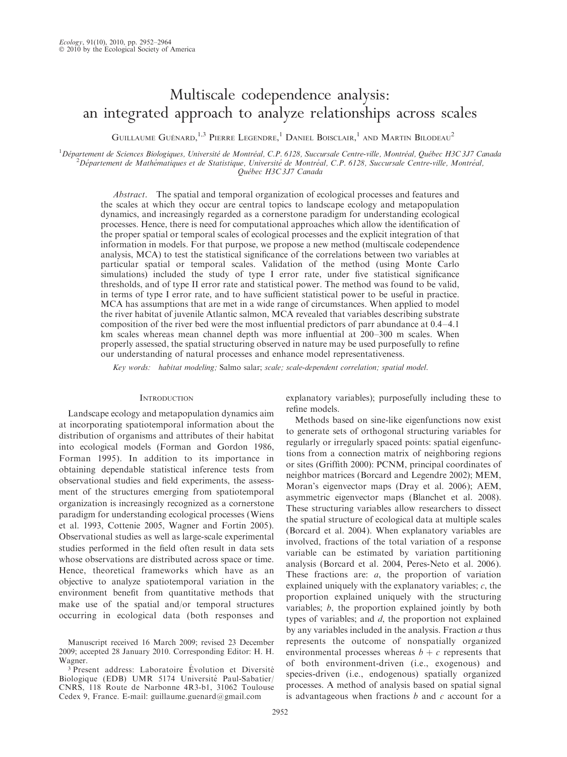# Multiscale codependence analysis: an integrated approach to analyze relationships across scales

Guillaume Guénard,[1,3] Pierre Legendre,[1] Daniel Boisclair,[1] and Martin Bilodeau[2]

[1]Département de Sciences Biologiques, Université de Montréal, C.P. 6128, Succursale Centre-ville, Montréal, Québec H3C 3J7 Canada
[2]Département de Mathématiques et de Statistique, Université de Montréal, C.P. 6128, Succursale Centre-ville, Montréal, Québec H3C 3J7 Canada

*Abstract*. The spatial and temporal organization of ecological processes and features and the scales at which they occur are central topics to landscape ecology and metapopulation dynamics, and increasingly regarded as a cornerstone paradigm for understanding ecological processes. Hence, there is need for computational approaches which allow the identification of the proper spatial or temporal scales of ecological processes and the explicit integration of that information in models. For that purpose, we propose a new method (multiscale codependence analysis, MCA) to test the statistical significance of the correlations between two variables at particular spatial or temporal scales. Validation of the method (using Monte Carlo simulations) included the study of type I error rate, under five statistical significance thresholds, and of type II error rate and statistical power. The method was found to be valid, in terms of type I error rate, and to have sufficient statistical power to be useful in practice. MCA has assumptions that are met in a wide range of circumstances. When applied to model the river habitat of juvenile Atlantic salmon, MCA revealed that variables describing substrate composition of the river bed were the most influential predictors of parr abundance at 0.4–4.1 km scales whereas mean channel depth was more influential at 200–300 m scales. When properly assessed, the spatial structuring observed in nature may be used purposefully to refine our understanding of natural processes and enhance model representativeness.

*Key words*: habitat modeling; *Salmo salar*; scale; scale-dependent correlation; spatial model.

## Introduction

Landscape ecology and metapopulation dynamics aim at incorporating spatiotemporal information about the distribution of organisms and attributes of their habitat into ecological models (Forman and Gordon 1986, Forman 1995). In addition to its importance in obtaining dependable statistical inference tests from observational studies and field experiments, the assessment of the structures emerging from spatiotemporal organization is increasingly recognized as a cornerstone paradigm for understanding ecological processes (Wiens et al. 1993, Cottenie 2005, Wagner and Fortin 2005). Observational studies as well as large-scale experimental studies performed in the field often result in data sets whose observations are distributed across space or time. Hence, theoretical frameworks which have as an objective to analyze spatiotemporal variation in the environment benefit from quantitative methods that make use of the spatial and/or temporal structures occurring in ecological data (both responses and explanatory variables); purposefully including these to refine models.

Methods based on sine-like eigenfunctions now exist to generate sets of orthogonal structuring variables for regularly or irregularly spaced points: spatial eigenfunctions from a connection matrix of neighboring regions or sites (Griffith 2000): PCNM, principal coordinates of neighbor matrices (Borcard and Legendre 2002); MEM, Moran's eigenvector maps (Dray et al. 2006); AEM, asymmetric eigenvector maps (Blanchet et al. 2008). These structuring variables allow researchers to dissect the spatial structure of ecological data at multiple scales (Borcard et al. 2004). When explanatory variables are involved, fractions of the total variation of a response variable can be estimated by variation partitioning analysis (Borcard et al. 2004, Peres-Neto et al. 2006). These fractions are: *a*, the proportion of variation explained uniquely with the explanatory variables; *c*, the proportion explained uniquely with the structuring variables; *b*, the proportion explained jointly by both types of variables; and *d*, the proportion not explained by any variables included in the analysis. Fraction *a* thus represents the outcome of nonspatially organized environmental processes whereas $b + c$ represents that of both environment-driven (i.e., exogenous) and species-driven (i.e., endogenous) spatially organized processes. A method of analysis based on spatial signal is advantageous when fractions *b* and *c* account for a

Manuscript received 16 March 2009; revised 23 December 2009; accepted 28 January 2010. Corresponding Editor: H. H. Wagner.

[3] Present address: Laboratoire Évolution et Diversité Biologique (EDB) UMR 5174 Université Paul-Sabatier/CNRS, 118 Route de Narbonne 4R3-b1, 31062 Toulouse Cedex 9, France. E-mail: guillaume.guenard@gmail.com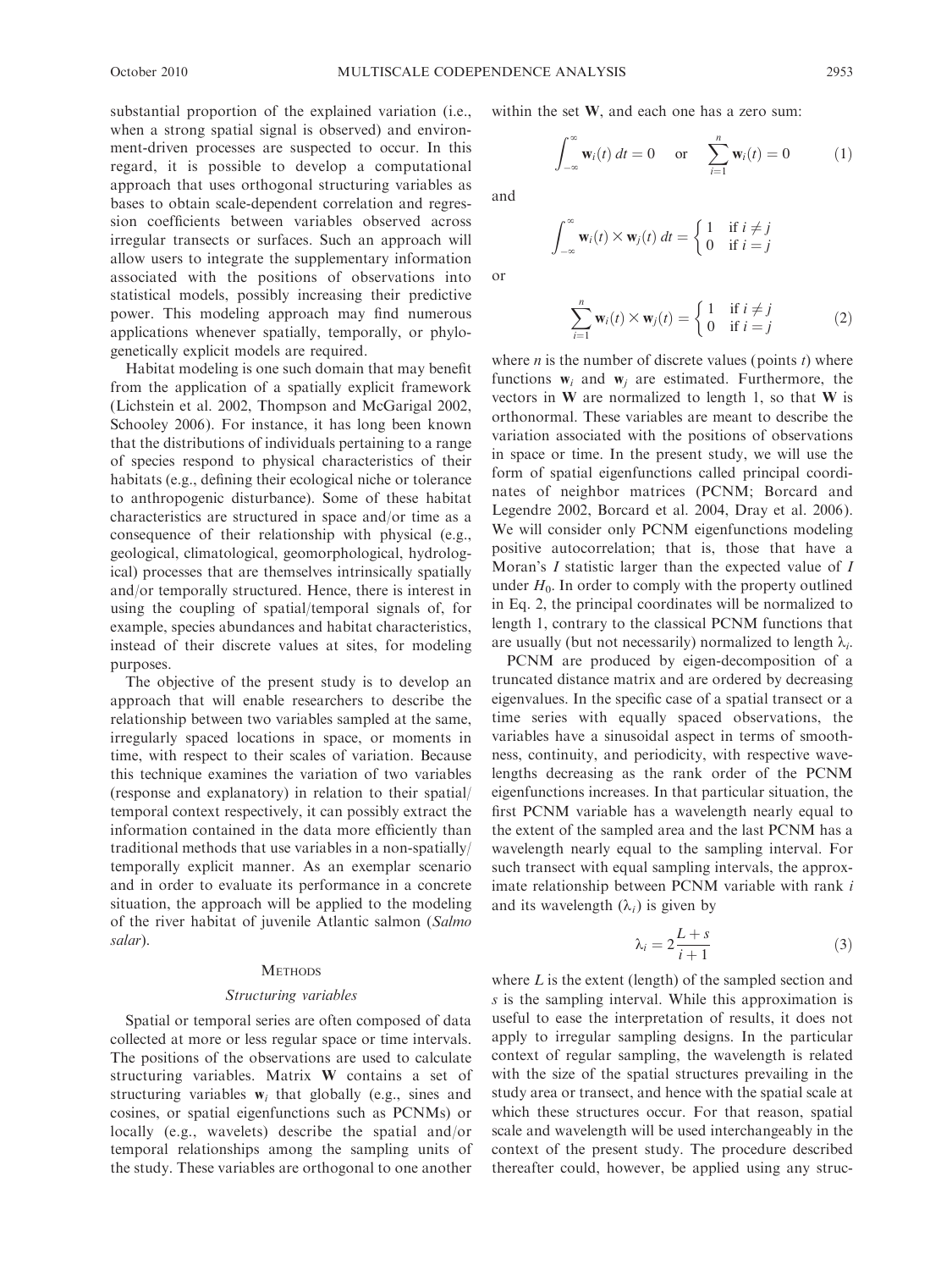substantial proportion of the explained variation (i.e., when a strong spatial signal is observed) and environment-driven processes are suspected to occur. In this regard, it is possible to develop a computational approach that uses orthogonal structuring variables as bases to obtain scale-dependent correlation and regression coefficients between variables observed across irregular transects or surfaces. Such an approach will allow users to integrate the supplementary information associated with the positions of observations into statistical models, possibly increasing their predictive power. This modeling approach may find numerous applications whenever spatially, temporally, or phylogenetically explicit models are required.

Habitat modeling is one such domain that may benefit from the application of a spatially explicit framework (Lichstein et al. 2002, Thompson and McGarigal 2002, Schooley 2006). For instance, it has long been known that the distributions of individuals pertaining to a range of species respond to physical characteristics of their habitats (e.g., defining their ecological niche or tolerance to anthropogenic disturbance). Some of these habitat characteristics are structured in space and/or time as a consequence of their relationship with physical (e.g., geological, climatological, geomorphological, hydrological) processes that are themselves intrinsically spatially and/or temporally structured. Hence, there is interest in using the coupling of spatial/temporal signals of, for example, species abundances and habitat characteristics, instead of their discrete values at sites, for modeling purposes.

The objective of the present study is to develop an approach that will enable researchers to describe the relationship between two variables sampled at the same, irregularly spaced locations in space, or moments in time, with respect to their scales of variation. Because this technique examines the variation of two variables (response and explanatory) in relation to their spatial/temporal context respectively, it can possibly extract the information contained in the data more efficiently than traditional methods that use variables in a non-spatially/temporally explicit manner. As an exemplar scenario and in order to evaluate its performance in a concrete situation, the approach will be applied to the modeling of the river habitat of juvenile Atlantic salmon (*Salmo salar*).

## Methods

### Structuring variables

Spatial or temporal series are often composed of data collected at more or less regular space or time intervals. The positions of the observations are used to calculate structuring variables. Matrix $\mathbf{W}$ contains a set of structuring variables $\mathbf{w}_i$ that globally (e.g., sines and cosines, or spatial eigenfunctions such as PCNMs) or locally (e.g., wavelets) describe the spatial and/or temporal relationships among the sampling units of the study. These variables are orthogonal to one another within the set $\mathbf{W}$, and each one has a zero sum:

$$\int_{-\infty}^{\infty} \mathbf{w}_i(t)\,dt = 0 \quad \text{or} \quad \sum_{i=1}^{n} \mathbf{w}_i(t) = 0 \tag{1}$$

and

$$\int_{-\infty}^{\infty} \mathbf{w}_i(t) \times \mathbf{w}_j(t)\,dt = \begin{cases} 1 & \text{if } i \neq j \\ 0 & \text{if } i = j \end{cases}$$

or

$$\sum_{i=1}^{n} \mathbf{w}_i(t) \times \mathbf{w}_j(t) = \begin{cases} 1 & \text{if } i \neq j \\ 0 & \text{if } i = j \end{cases} \tag{2}$$

where $n$ is the number of discrete values (points $t$) where functions $\mathbf{w}_i$ and $\mathbf{w}_j$ are estimated. Furthermore, the vectors in $\mathbf{W}$ are normalized to length 1, so that $\mathbf{W}$ is orthonormal. These variables are meant to describe the variation associated with the positions of observations in space or time. In the present study, we will use the form of spatial eigenfunctions called principal coordinates of neighbor matrices (PCNM; Borcard and Legendre 2002, Borcard et al. 2004, Dray et al. 2006). We will only consider only PCNM eigenfunctions modeling positive autocorrelation; that is, those that have a Moran's $I$ statistic larger than the expected value of $I$ under $H_0$. In order to comply with the property outlined in Eq. 2, the principal coordinates will be normalized to length 1, contrary to the classical PCNM functions that are usually (but not necessarily) normalized to length $\lambda_i$.

PCNM are produced by eigen-decomposition of a truncated distance matrix and are ordered by decreasing eigenvalues. In the specific case of a spatial transect or a time series with equally spaced observations, the variables have a sinusoidal aspect in terms of smoothness, continuity, and periodicity, with respective wavelengths decreasing as the rank order of the PCNM eigenfunctions increases. In that particular situation, the first PCNM variable has a wavelength nearly equal to the extent of the sampled area and the last PCNM has a wavelength nearly equal to the sampling interval. For such transect with equal sampling intervals, the approximate relationship between PCNM variable with rank $i$ and its wavelength ($\lambda_i$) is given by

$$\lambda_i = 2\frac{L+s}{i+1} \tag{3}$$

where $L$ is the extent (length) of the sampled section and $s$ is the sampling interval. While this approximation is useful to ease the interpretation of results, it does not apply to irregular sampling designs. In the particular context of regular sampling, the wavelength is related with the size of the spatial structures prevailing in the study area or transect, and hence with the spatial scale at which these structures occur. For that reason, spatial scale and wavelength will be used interchangeably in the context of the present study. The procedure described thereafter could, however, be applied using any struc-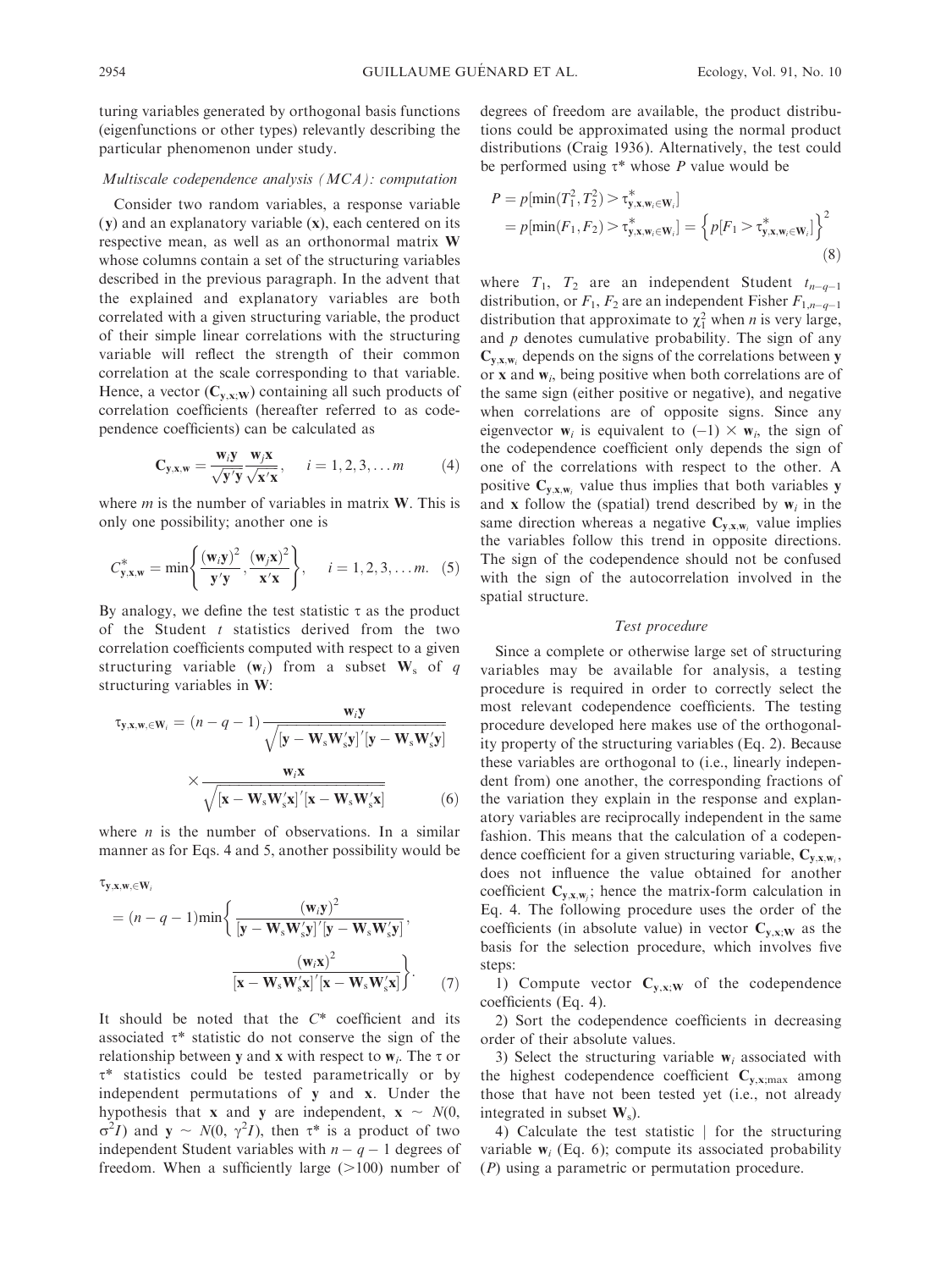turing variables generated by orthogonal basis functions (eigenfunctions or other types) relevantly describing the particular phenomenon under study.

### *Multiscale codependence analysis (MCA): computation*

Consider two random variables, a response variable ($\mathbf{y}$) and an explanatory variable ($\mathbf{x}$), each centered on its respective mean, as well as an orthonormal matrix $\mathbf{W}$ whose columns contain a set of the structuring variables described in the previous paragraph. In the advent that the explained and explanatory variables are both correlated with a given structuring variable, the product of their simple linear correlations with the structuring variable will reflect the strength of their common correlation at the scale corresponding to that variable. Hence, a vector ($\mathbf{C}_{\mathbf{y},\mathbf{x};\mathbf{W}}$) containing all such products of correlation coefficients (hereafter referred to as codependence coefficients) can be calculated as

$$\mathbf{C}_{\mathbf{y},\mathbf{x},\mathbf{w}} = \frac{\mathbf{w}_i\mathbf{y}}{\sqrt{\mathbf{y}'\mathbf{y}}}\frac{\mathbf{w}_j\mathbf{x}}{\sqrt{\mathbf{x}'\mathbf{x}}}, \quad i = 1, 2, 3, \ldots m \tag{4}$$

where $m$ is the number of variables in matrix $\mathbf{W}$. This is only one possibility; another one is

$$C^*_{\mathbf{y},\mathbf{x},\mathbf{w}} = \min\left\{\frac{(\mathbf{w}_i\mathbf{y})^2}{\mathbf{y}'\mathbf{y}}, \frac{(\mathbf{w}_j\mathbf{x})^2}{\mathbf{x}'\mathbf{x}}\right\}, \quad i = 1, 2, 3, \ldots m. \tag{5}$$

By analogy, we define the test statistic $\tau$ as the product of the Student $t$ statistics derived from the two correlation coefficients computed with respect to a given structuring variable ($\mathbf{w}_i$) from a subset $\mathbf{W}_s$ of $q$ structuring variables in $\mathbf{W}$:

$$\tau_{\mathbf{y},\mathbf{x},\mathbf{w}_i \in \mathbf{W}_i} = (n - q - 1)\frac{\mathbf{w}_i\mathbf{y}}{\sqrt{[\mathbf{y} - \mathbf{W}_s\mathbf{W}_s'\mathbf{y}]'[\mathbf{y} - \mathbf{W}_s\mathbf{W}_s'\mathbf{y}]}} \times \frac{\mathbf{w}_i\mathbf{x}}{\sqrt{[\mathbf{x} - \mathbf{W}_s\mathbf{W}_s'\mathbf{x}]'[\mathbf{x} - \mathbf{W}_s\mathbf{W}_s'\mathbf{x}]}} \tag{6}$$

where $n$ is the number of observations. In a similar manner as for Eqs. 4 and 5, another possibility would be

$$\tau_{\mathbf{y},\mathbf{x},\mathbf{w}_i \in \mathbf{W}_i} = (n - q - 1)\min\left\{\frac{(\mathbf{w}_i\mathbf{y})^2}{[\mathbf{y} - \mathbf{W}_s\mathbf{W}_s'\mathbf{y}]'[\mathbf{y} - \mathbf{W}_s\mathbf{W}_s'\mathbf{y}]}, \frac{(\mathbf{w}_i\mathbf{x})^2}{[\mathbf{x} - \mathbf{W}_s\mathbf{W}_s'\mathbf{x}]'[\mathbf{x} - \mathbf{W}_s\mathbf{W}_s'\mathbf{x}]}\right\}. \tag{7}$$

It should be noted that the $C^*$ coefficient and its associated $\tau^*$ statistic do not conserve the sign of the relationship between $\mathbf{y}$ and $\mathbf{x}$ with respect to $\mathbf{w}_i$. The $\tau$ or $\tau^*$ statistics could be tested parametrically or by independent permutations of $\mathbf{y}$ and $\mathbf{x}$. Under the hypothesis that $\mathbf{x}$ and $\mathbf{y}$ are independent, $\mathbf{x} \sim N(0, \sigma^2 I)$ and $\mathbf{y} \sim N(0, \gamma^2 I)$, then $\tau^*$ is a product of two independent Student variables with $n - q - 1$ degrees of freedom. When a sufficiently large (>100) number of degrees of freedom are available, the product distributions could be approximated using the normal product distributions (Craig 1936). Alternatively, the test could be performed using $\tau^*$ whose $P$ value would be

$$\begin{aligned} P &= p[\min(T_1^2, T_2^2) > \tau^*_{\mathbf{y},\mathbf{x},\mathbf{w}_i \in \mathbf{W}_i}] \\ &= p[\min(F_1, F_2) > \tau^*_{\mathbf{y},\mathbf{x},\mathbf{w}_i \in \mathbf{W}_i}] = \left\{p[F_1 > \tau^*_{\mathbf{y},\mathbf{x},\mathbf{w}_i \in \mathbf{W}_i}]\right\}^2 \end{aligned} \tag{8}$$

where $T_1$, $T_2$ are an independent Student $t_{n-q-1}$ distribution, or $F_1$, $F_2$ are an independent Fisher $F_{1,n-q-1}$ distribution that approximate to $\chi^2_1$ when $n$ is very large, and $p$ denotes cumulative probability. The sign of any $\mathbf{C}_{\mathbf{y},\mathbf{x},\mathbf{w}_i}$ depends on the signs of the correlations between $\mathbf{y}$ or $\mathbf{x}$ and $\mathbf{w}_i$, being positive when both correlations are of the same sign (either positive or negative), and negative when correlations are of opposite signs. Since any eigenvector $\mathbf{w}_i$ is equivalent to $(-1) \times \mathbf{w}_i$, the sign of the codependence coefficient only depends the sign of one of the correlations with respect to the other. A positive $\mathbf{C}_{\mathbf{y},\mathbf{x},\mathbf{w}_i}$ value thus implies that both variables $\mathbf{y}$ and $\mathbf{x}$ follow the (spatial) trend described by $\mathbf{w}_i$ in the same direction whereas a negative $\mathbf{C}_{\mathbf{y},\mathbf{x},\mathbf{w}_i}$ value implies the variables follow this trend in opposite directions. The sign of the codependence should not be confused with the sign of the autocorrelation involved in the spatial structure.

### *Test procedure*

Since a complete or otherwise large set of structuring variables may be available for analysis, a testing procedure is required in order to correctly select the most relevant codependence coefficients. The testing procedure developed here makes use of the orthogonality property of the structuring variables (Eq. 2). Because these variables are orthogonal to (i.e., linearly independent from) one another, the corresponding fractions of the variation they explain in the response and explanatory variables are reciprocally independent in the same fashion. This means that the calculation of a codependence coefficient for a given structuring variable, $\mathbf{C}_{\mathbf{y},\mathbf{x},\mathbf{w}_i}$, does not influence the value obtained for another coefficient $\mathbf{C}_{\mathbf{y},\mathbf{x},\mathbf{w}_j}$; hence the matrix-form calculation in Eq. 4. The following procedure uses the order of the coefficients (in absolute value) in vector $\mathbf{C}_{\mathbf{y},\mathbf{x};\mathbf{W}}$ as the basis for the selection procedure, which involves five steps:

1) Compute vector $\mathbf{C}_{\mathbf{y},\mathbf{x};\mathbf{W}}$ of the codependence coefficients (Eq. 4).

2) Sort the codependence coefficients in decreasing order of their absolute values.

3) Select the structuring variable $\mathbf{w}_i$ associated with the highest codependence coefficient $\mathbf{C}_{\mathbf{y},\mathbf{x};\max}$ among those that have not been tested yet (i.e., not already integrated in subset $\mathbf{W}_s$).

4) Calculate the test statistic | for the structuring variable $\mathbf{w}_i$ (Eq. 6); compute its associated probability ($P$) using a parametric or permutation procedure.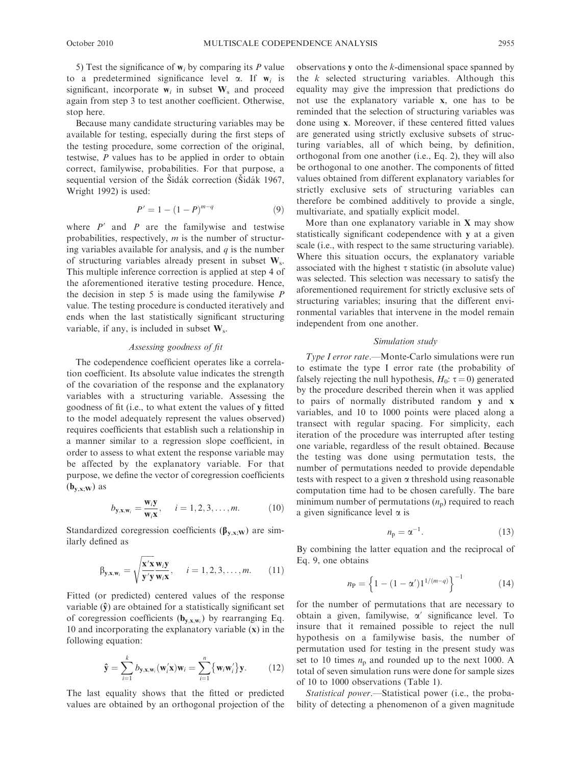5) Test the significance of $\mathbf{w}_i$ by comparing its $P$ value to a predetermined significance level $\alpha$. If $\mathbf{w}_i$ is significant, incorporate $\mathbf{w}_i$ in subset $\mathbf{W}_s$ and proceed again from step 3 to test another coefficient. Otherwise, stop here.

Because many candidate structuring variables may be available for testing, especially during the first steps of the testing procedure, some correction of the original, testwise, $P$ values has to be applied in order to obtain correct, familywise, probabilities. For that purpose, a sequential version of the Šidák correction (Šidák 1967, Wright 1992) is used:

$$P' = 1 - (1 - P)^{m-q} \tag{9}$$

where $P'$ and $P$ are the familywise and testwise probabilities, respectively, $m$ is the number of structuring variables available for analysis, and $q$ is the number of structuring variables already present in subset $\mathbf{W}_s$. This multiple inference correction is applied at step 4 of the aforementioned iterative testing procedure. Hence, the decision in step 5 is made using the familywise $P$ value. The testing procedure is conducted iteratively and ends when the last statistically significant structuring variable, if any, is included in subset $\mathbf{W}_s$.

### *Assessing goodness of fit*

The codependence coefficient operates like a correlation coefficient. Its absolute value indicates the strength of the covariation of the response and the explanatory variables with a structuring variable. Assessing the goodness of fit (i.e., to what extent the values of $\mathbf{y}$ fitted to the model adequately represent the values observed) requires coefficients that establish such a relationship in a manner similar to a regression slope coefficient, in order to assess to what extent the response variable may be affected by the explanatory variable. For that purpose, we define the vector of coregression coefficients ($\mathbf{b}_{\mathbf{y},\mathbf{x};\mathbf{W}}$) as

$$b_{\mathbf{y},\mathbf{x},\mathbf{w}_i} = \frac{\mathbf{w}_i\mathbf{y}}{\mathbf{w}_i\mathbf{x}}, \quad i = 1, 2, 3, \ldots, m. \tag{10}$$

Standardized coregression coefficients ($\boldsymbol{\beta}_{\mathbf{y},\mathbf{x};\mathbf{W}}$) are similarly defined as

$$\beta_{\mathbf{y},\mathbf{x},\mathbf{w}_i} = \sqrt{\frac{\mathbf{x}'\mathbf{x}}{\mathbf{y}'\mathbf{y}}}\frac{\mathbf{w}_i\mathbf{y}}{\mathbf{w}_i\mathbf{x}}, \quad i = 1, 2, 3, \ldots, m. \tag{11}$$

Fitted (or predicted) centered values of the response variable ($\hat{\mathbf{y}}$) are obtained for a statistically significant set of coregression coefficients ($\mathbf{b}_{\mathbf{y},\mathbf{x},\mathbf{w}_i}$) by rearranging Eq. 10 and incorporating the explanatory variable ($\mathbf{x}$) in the following equation:

$$\hat{\mathbf{y}} = \sum_{i=1}^{k} b_{\mathbf{y},\mathbf{x},\mathbf{w}_i}(\mathbf{w}_i'\mathbf{x})\mathbf{w}_i = \sum_{i=1}^{n}\{\mathbf{w}_i\mathbf{w}_i'\}\mathbf{y}. \tag{12}$$

The last equality shows that the fitted or predicted values are obtained by an orthogonal projection of the observations $\mathbf{y}$ onto the $k$-dimensional space spanned by the $k$ selected structuring variables. Although this equality may give the impression that predictions do not use the explanatory variable $\mathbf{x}$, one has to be reminded that the selection of structuring variables was done using $\mathbf{x}$. Moreover, if these centered fitted values are generated using strictly exclusive subsets of structuring variables, all of which being, by definition, orthogonal from one another (i.e., Eq. 2), they will also be orthogonal to one another. The components of fitted values obtained from different explanatory variables for strictly exclusive sets of structuring variables can therefore be combined additively to provide a single, multivariate, and spatially explicit model.

More than one explanatory variable in $\mathbf{X}$ may show statistically significant codependence with $\mathbf{y}$ at a given scale (i.e., with respect to the same structuring variable). Where this situation occurs, the explanatory variable associated with the highest $\tau$ statistic (in absolute value) was selected. This selection was necessary to satisfy the aforementioned requirement for strictly exclusive sets of structuring variables; insuring that the different environmental variables that intervene in the model remain independent from one another.

### *Simulation study*

*Type I error rate*.—Monte-Carlo simulations were run to estimate the type I error rate (the probability of falsely rejecting the null hypothesis, $H_0$: $\tau = 0$) generated by the procedure described therein when it was applied to pairs of normally distributed random $\mathbf{y}$ and $\mathbf{x}$ variables, and 10 to 1000 points were placed along a transect with regular spacing. For simplicity, each iteration of the procedure was interrupted after testing one variable, regardless of the result obtained. Because the testing was done using permutation tests, the number of permutations needed to provide dependable tests with respect to a given $\alpha$ threshold using reasonable computation time had to be chosen carefully. The bare minimum number of permutations ($n_p$) required to reach a given significance level $\alpha$ is

$$n_p = \alpha^{-1}. \tag{13}$$

By combining the latter equation and the reciprocal of Eq. 9, one obtains

$$n_P = \left\{1 - (1 - \alpha')1^{1/(m-q)}\right\}^{-1} \tag{14}$$

for the number of permutations that are necessary to obtain a given, familywise, $\alpha'$ significance level. To insure that it remained possible to reject the null hypothesis on a familywise basis, the number of permutation used for testing in the present study was set to 10 times $n_p$ and rounded up to the next 1000. A total of seven simulation runs were done for sample sizes of 10 to 1000 observations (Table 1).

*Statistical power*.—Statistical power (i.e., the probability of detecting a phenomenon of a given magnitude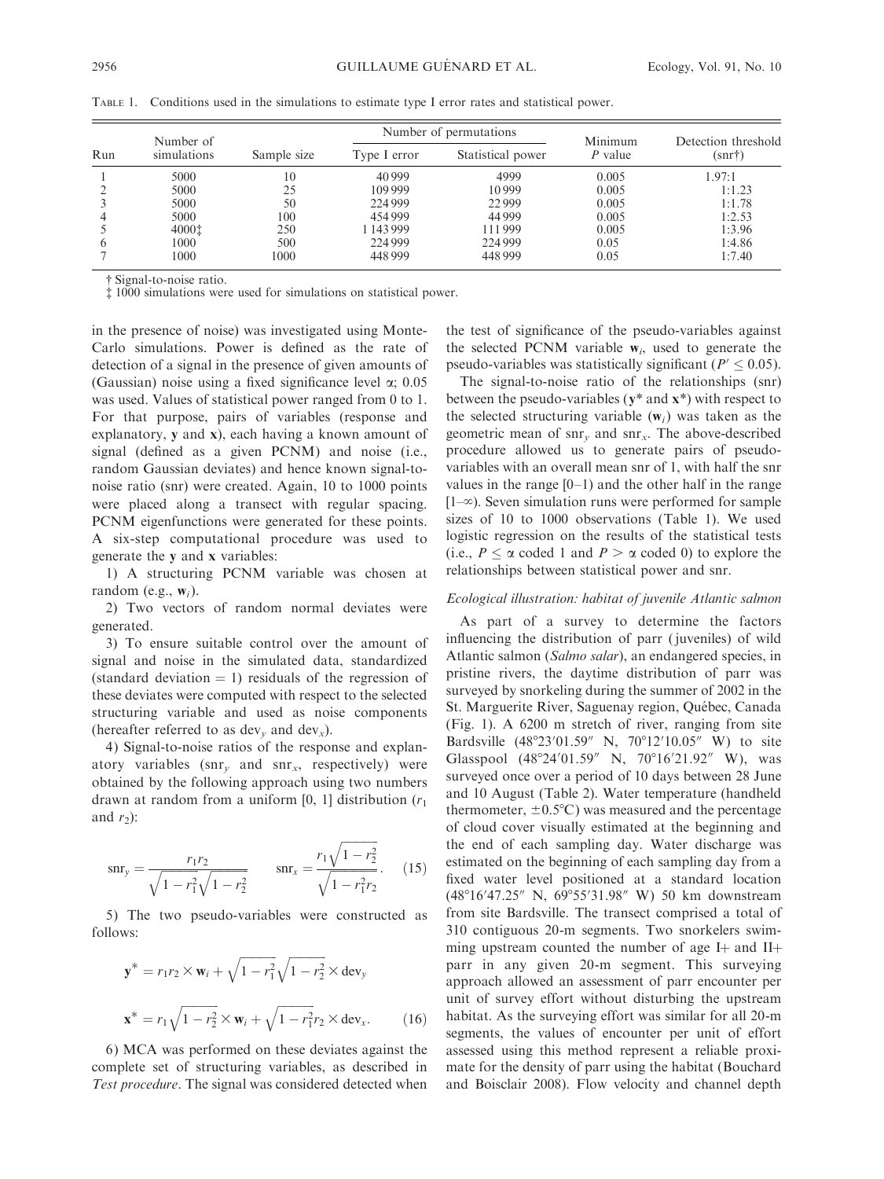TABLE 1. Conditions used in the simulations to estimate type I error rates and statistical power.

| Run | Number of simulations | Sample size | Number of permutations | | Minimum $P$ value | Detection threshold (snr†) |
|---|---|---|---|---|---|---|
| | | | Type I error | Statistical power | | |
| 1 | 5000 | 10 | 40 999 | 4999 | 0.005 | 1.97:1 |
| 2 | 5000 | 25 | 109 999 | 10 999 | 0.005 | 1:1.23 |
| 3 | 5000 | 50 | 224 999 | 22 999 | 0.005 | 1:1.78 |
| 4 | 5000 | 100 | 454 999 | 44 999 | 0.005 | 1:2.53 |
| 5 | 4000‡ | 250 | 1 143 999 | 111 999 | 0.005 | 1:3.96 |
| 6 | 1000 | 500 | 224 999 | 224 999 | 0.05 | 1:4.86 |
| 7 | 1000 | 1000 | 448 999 | 448 999 | 0.05 | 1:7.40 |

† Signal-to-noise ratio.
‡ 1000 simulations were used for simulations on statistical power.

in the presence of noise) was investigated using Monte-Carlo simulations. Power is defined as the rate of detection of a signal in the presence of given amounts of (Gaussian) noise using a fixed significance level $\alpha$; 0.05 was used. Values of statistical power ranged from 0 to 1. For that purpose, pairs of variables (response and explanatory, **y** and **x**), each having a known amount of signal (defined as a given PCNM) and noise (i.e., random Gaussian deviates) and hence known signal-to-noise ratio (snr) were created. Again, 10 to 1000 points were placed along a transect with regular spacing. PCNM eigenfunctions were generated for these points. A six-step computational procedure was used to generate the **y** and **x** variables:

1) A structuring PCNM variable was chosen at random (e.g., $\mathbf{w}_i$).

2) Two vectors of random normal deviates were generated.

3) To ensure suitable control over the amount of signal and noise in the simulated data, standardized (standard deviation = 1) residuals of the regression of these deviates were computed with respect to the selected structuring variable and used as noise components (hereafter referred to as $\text{dev}_y$ and $\text{dev}_x$).

4) Signal-to-noise ratios of the response and explanatory variables ($\text{snr}_y$ and $\text{snr}_x$, respectively) were obtained by the following approach using two numbers drawn at random from a uniform [0, 1] distribution ($r_1$ and $r_2$):

$$\text{snr}_y = \frac{r_1 r_2}{\sqrt{1-r_1^2}\sqrt{1-r_2^2}} \qquad \text{snr}_x = \frac{r_1\sqrt{1-r_2^2}}{\sqrt{1-r_1^2}r_2}. \quad (15)$$

5) The two pseudo-variables were constructed as follows:

$$\mathbf{y}^* = r_1 r_2 \times \mathbf{w}_i + \sqrt{1-r_1^2}\sqrt{1-r_2^2} \times \text{dev}_y$$

$$\mathbf{x}^* = r_1\sqrt{1-r_2^2} \times \mathbf{w}_i + \sqrt{1-r_1^2}r_2 \times \text{dev}_x. \quad (16)$$

6) MCA was performed on these deviates against the complete set of structuring variables, as described in *Test procedure*. The signal was considered detected when the test of significance of the pseudo-variables against the selected PCNM variable $\mathbf{w}_i$, used to generate the pseudo-variables was statistically significant ($P' \leq 0.05$).

The signal-to-noise ratio of the relationships (snr) between the pseudo-variables ($\mathbf{y}^*$ and $\mathbf{x}^*$) with respect to the selected structuring variable ($\mathbf{w}_i$) was taken as the geometric mean of $\text{snr}_y$ and $\text{snr}_x$. The above-described procedure allowed us to generate pairs of pseudo-variables with an overall mean snr of 1, with half the snr values in the range [0–1) and the other half in the range [1–∞). Seven simulation runs were performed for sample sizes of 10 to 1000 observations (Table 1). We used logistic regression on the results of the statistical tests (i.e., $P \leq \alpha$ coded 1 and $P > \alpha$ coded 0) to explore the relationships between statistical power and snr.

### *Ecological illustration: habitat of juvenile Atlantic salmon*

As part of a survey to determine the factors influencing the distribution of parr (juveniles) of wild Atlantic salmon (*Salmo salar*), an endangered species, in pristine rivers, the daytime distribution of parr was surveyed by snorkeling during the summer of 2002 in the St. Marguerite River, Saguenay region, Québec, Canada (Fig. 1). A 6200 m stretch of river, ranging from site Bardsville (48°23′01.59″ N, 70°12′10.05″ W) to site Glasspool (48°24′01.59″ N, 70°16′21.92″ W), was surveyed once over a period of 10 days between 28 June and 10 August (Table 2). Water temperature (handheld thermometer, ±0.5°C) was measured and the percentage of cloud cover visually estimated at the beginning and the end of each sampling day. Water discharge was estimated on the beginning of each sampling day from a fixed water level positioned at a standard location (48°16′47.25″ N, 69°55′31.98″ W) 50 km downstream from site Bardsville. The transect comprised a total of 310 contiguous 20-m segments. Two snorkelers swimming upstream counted the number of age I+ and II+ parr in any given 20-m segment. This surveying approach allowed an assessment of parr encounter per unit of survey effort without disturbing the upstream habitat. As the surveying effort was similar for all 20-m segments, the values of encounter per unit of effort assessed using this method represent a reliable proximate for the density of parr using the habitat (Bouchard and Boisclair 2008). Flow velocity and channel depth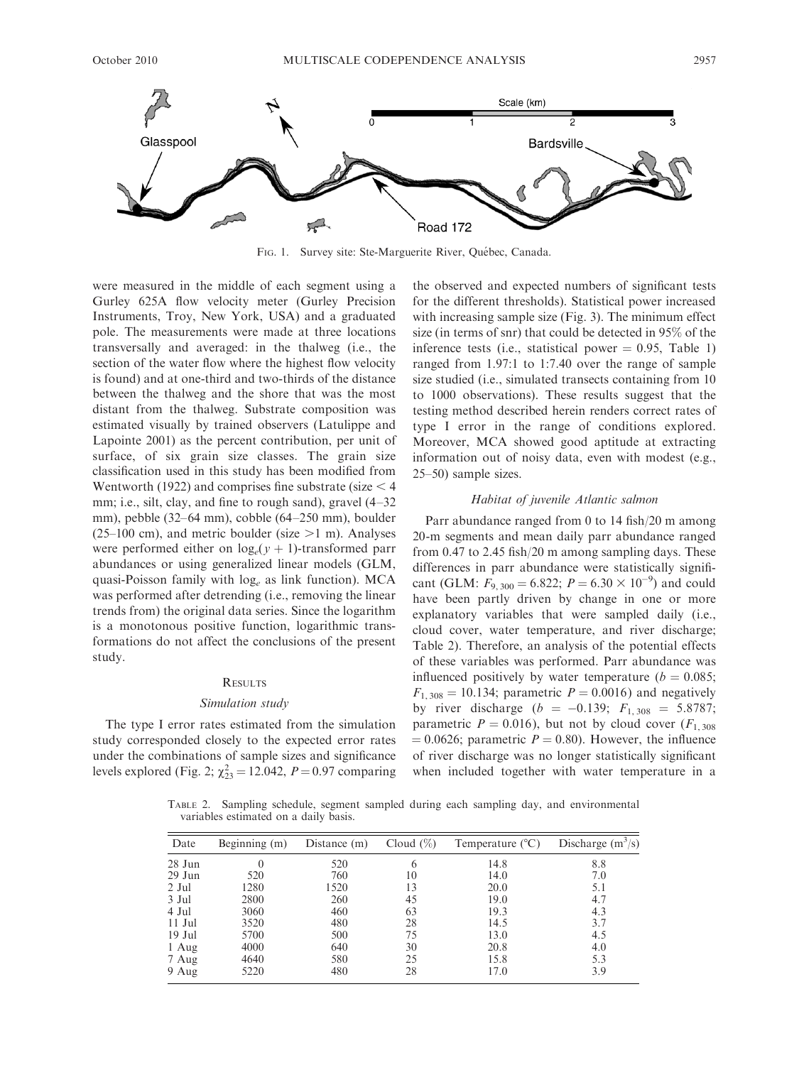FIG. 1. Survey site: Ste-Marguerite River, Québec, Canada.

were measured in the middle of each segment using a Gurley 625A flow velocity meter (Gurley Precision Instruments, Troy, New York, USA) and a graduated pole. The measurements were made at three locations transversally and averaged: in the thalweg (i.e., the section of the water flow where the highest flow velocity is found) and at one-third and two-thirds of the distance between the thalweg and the shore that was the most distant from the thalweg. Substrate composition was estimated visually by trained observers (Latulippe and Lapointe 2001) as the percent contribution, per unit of surface, of six grain size classes. The grain size classification used in this study has been modified from Wentworth (1922) and comprises fine substrate (size < 4 mm; i.e., silt, clay, and fine to rough sand), gravel (4–32 mm), pebble (32–64 mm), cobble (64–250 mm), boulder (25–100 cm), and metric boulder (size >1 m). Analyses were performed either on $\log_e(y + 1)$-transformed parr abundances or using generalized linear models (GLM, quasi-Poisson family with $\log_e$ as link function). MCA was performed after detrending (i.e., removing the linear trends from) the original data series. Since the logarithm is a monotonous positive function, logarithmic transformations do not affect the conclusions of the present study.

## RESULTS

### *Simulation study*

The type I error rates estimated from the simulation study corresponded closely to the expected error rates under the combinations of sample sizes and significance levels explored (Fig. 2; $\chi^2_{23} = 12.042$, $P = 0.97$ comparing the observed and expected numbers of significant tests for the different thresholds). Statistical power increased with increasing sample size (Fig. 3). The minimum effect size (in terms of snr) that could be detected in 95% of the inference tests (i.e., statistical power = 0.95, Table 1) ranged from 1.97:1 to 1:7.40 over the range of sample size studied (i.e., simulated transects containing from 10 to 1000 observations). These results suggest that the testing method described herein renders correct rates of type I error in the range of conditions explored. Moreover, MCA showed good aptitude at extracting information out of noisy data, even with modest (e.g., 25–50) sample sizes.

### *Habitat of juvenile Atlantic salmon*

Parr abundance ranged from 0 to 14 fish/20 m among 20-m segments and mean daily parr abundance ranged from 0.47 to 2.45 fish/20 m among sampling days. These differences in parr abundance were statistically significant (GLM: $F_{9,300} = 6.822$; $P = 6.30 \times 10^{-9}$) and could have been partly driven by change in one or more explanatory variables that were sampled daily (i.e., cloud cover, water temperature, and river discharge; Table 2). Therefore, an analysis of the potential effects of these variables was performed. Parr abundance was influenced positively by water temperature ($b = 0.085$; $F_{1,308} = 10.134$; parametric $P = 0.0016$) and negatively by river discharge ($b = -0.139$; $F_{1,308} = 5.8787$; parametric $P = 0.016$), but not by cloud cover ($F_{1,308} = 0.0626$; parametric $P = 0.80$). However, the influence of river discharge was no longer statistically significant when included together with water temperature in a

TABLE 2. Sampling schedule, segment sampled during each sampling day, and environmental variables estimated on a daily basis.

| Date | Beginning (m) | Distance (m) | Cloud (%) | Temperature (°C) | Discharge ($m^3/s$) |
|---|---|---|---|---|---|
| 28 Jun | 0 | 520 | 6 | 14.8 | 8.8 |
| 29 Jun | 520 | 760 | 10 | 14.0 | 7.0 |
| 2 Jul | 1280 | 1520 | 13 | 20.0 | 5.1 |
| 3 Jul | 2800 | 260 | 45 | 19.0 | 4.7 |
| 4 Jul | 3060 | 460 | 63 | 19.3 | 4.3 |
| 11 Jul | 3520 | 480 | 28 | 14.5 | 3.7 |
| 19 Jul | 5700 | 500 | 75 | 13.0 | 4.5 |
| 1 Aug | 4000 | 640 | 30 | 20.8 | 4.0 |
| 7 Aug | 4640 | 580 | 25 | 15.8 | 5.3 |
| 9 Aug | 5220 | 480 | 28 | 17.0 | 3.9 |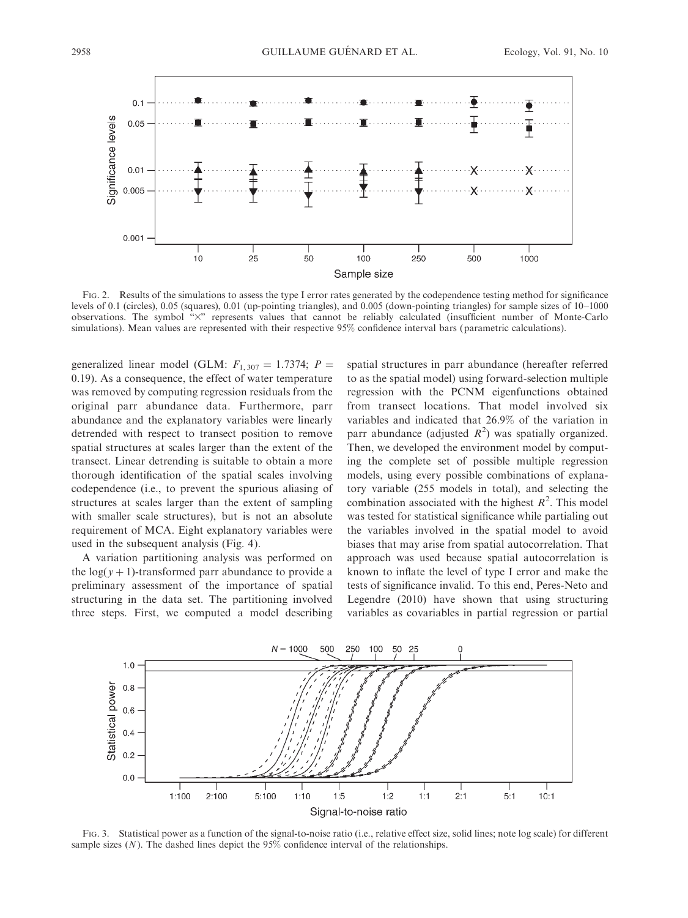FIG. 2. Results of the simulations to assess the type I error rates generated by the codependence testing method for significance levels of 0.1 (circles), 0.05 (squares), 0.01 (up-pointing triangles), and 0.005 (down-pointing triangles) for sample sizes of 10–1000 observations. The symbol "×" represents values that cannot be reliably calculated (insufficient number of Monte-Carlo simulations). Mean values are represented with their respective 95% confidence interval bars (parametric calculations).

generalized linear model (GLM: $F_{1,307} = 1.7374$; $P = 0.19$). As a consequence, the effect of water temperature was removed by computing regression residuals from the original parr abundance data. Furthermore, parr abundance and the explanatory variables were linearly detrended with respect to transect position to remove spatial structures at scales larger than the extent of the transect. Linear detrending is suitable to obtain a more thorough identification of the spatial scales involving codependence (i.e., to prevent the spurious aliasing of structures at scales larger than the extent of sampling with smaller scale structures), but is not an absolute requirement of MCA. Eight explanatory variables were used in the subsequent analysis (Fig. 4).

A variation partitioning analysis was performed on the $\log(y + 1)$-transformed parr abundance to provide a preliminary assessment of the importance of spatial structuring in the data set. The partitioning involved three steps. First, we computed a model describing spatial structures in parr abundance (hereafter referred to as the spatial model) using forward-selection multiple regression with the PCNM eigenfunctions obtained from transect locations. That model involved six variables and indicated that 26.9% of the variation in parr abundance (adjusted $R^2$) was spatially organized. Then, we developed the environment model by computing the complete set of possible multiple regression models, using every possible combinations of explanatory variable (255 models in total), and selecting the combination associated with the highest $R^2$. This model was tested for statistical significance while partialing out the variables involved in the spatial model to avoid biases that may arise from spatial autocorrelation. That approach was used because spatial autocorrelation is known to inflate the level of type I error and make the tests of significance invalid. To this end, Peres-Neto and Legendre (2010) have shown that using structuring variables as covariables in partial regression or partial

FIG. 3. Statistical power as a function of the signal-to-noise ratio (i.e., relative effect size, solid lines; note log scale) for different sample sizes ($N$). The dashed lines depict the 95% confidence interval of the relationships.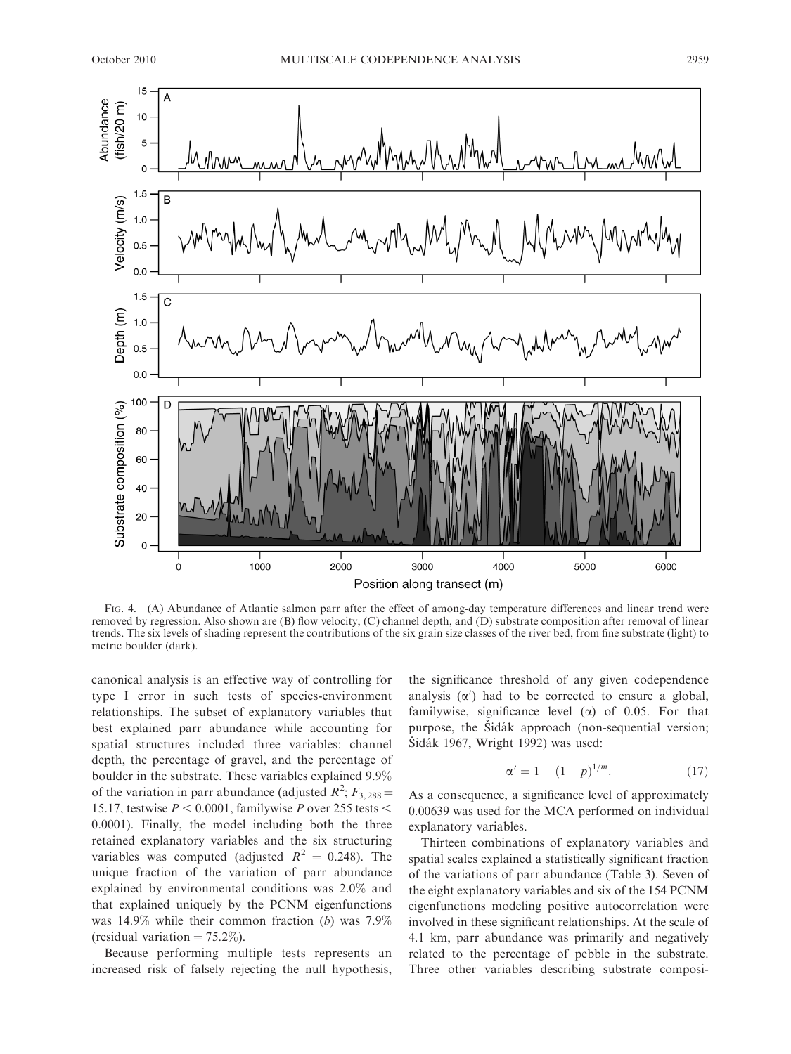FIG. 4. (A) Abundance of Atlantic salmon parr after the effect of among-day temperature differences and linear trend were removed by regression. Also shown are (B) flow velocity, (C) channel depth, and (D) substrate composition after removal of linear trends. The six levels of shading represent the contributions of the six grain size classes of the river bed, from fine substrate (light) to metric boulder (dark).

canonical analysis is an effective way of controlling for type I error in such tests of species-environment relationships. The subset of explanatory variables that best explained parr abundance while accounting for spatial structures included three variables: channel depth, the percentage of gravel, and the percentage of boulder in the substrate. These variables explained 9.9% of the variation in parr abundance (adjusted $R^2$; $F_{3,288} = 15.17$, testwise $P < 0.0001$, familywise $P$ over 255 tests $< 0.0001$). Finally, the model including both the three retained explanatory variables and the six structuring variables was computed (adjusted $R^2 = 0.248$). The unique fraction of the variation of parr abundance explained by environmental conditions was 2.0% and that explained uniquely by the PCNM eigenfunctions was 14.9% while their common fraction ($b$) was 7.9% (residual variation = 75.2%).

Because performing multiple tests represents an increased risk of falsely rejecting the null hypothesis, the significance threshold of any given codependence analysis ($\alpha'$) had to be corrected to ensure a global, familywise, significance level ($\alpha$) of 0.05. For that purpose, the Šidák approach (non-sequential version; Šidák 1967, Wright 1992) was used:

$$\alpha' = 1 - (1 - p)^{1/m}. \tag{17}$$

As a consequence, a significance level of approximately 0.00639 was used for the MCA performed on individual explanatory variables.

Thirteen combinations of explanatory variables and spatial scales explained a statistically significant fraction of the variations of parr abundance (Table 3). Seven of the eight explanatory variables and six of the 154 PCNM eigenfunctions modeling positive autocorrelation were involved in these significant relationships. At the scale of 4.1 km, parr abundance was primarily and negatively related to the percentage of pebble in the substrate. Three other variables describing substrate composi-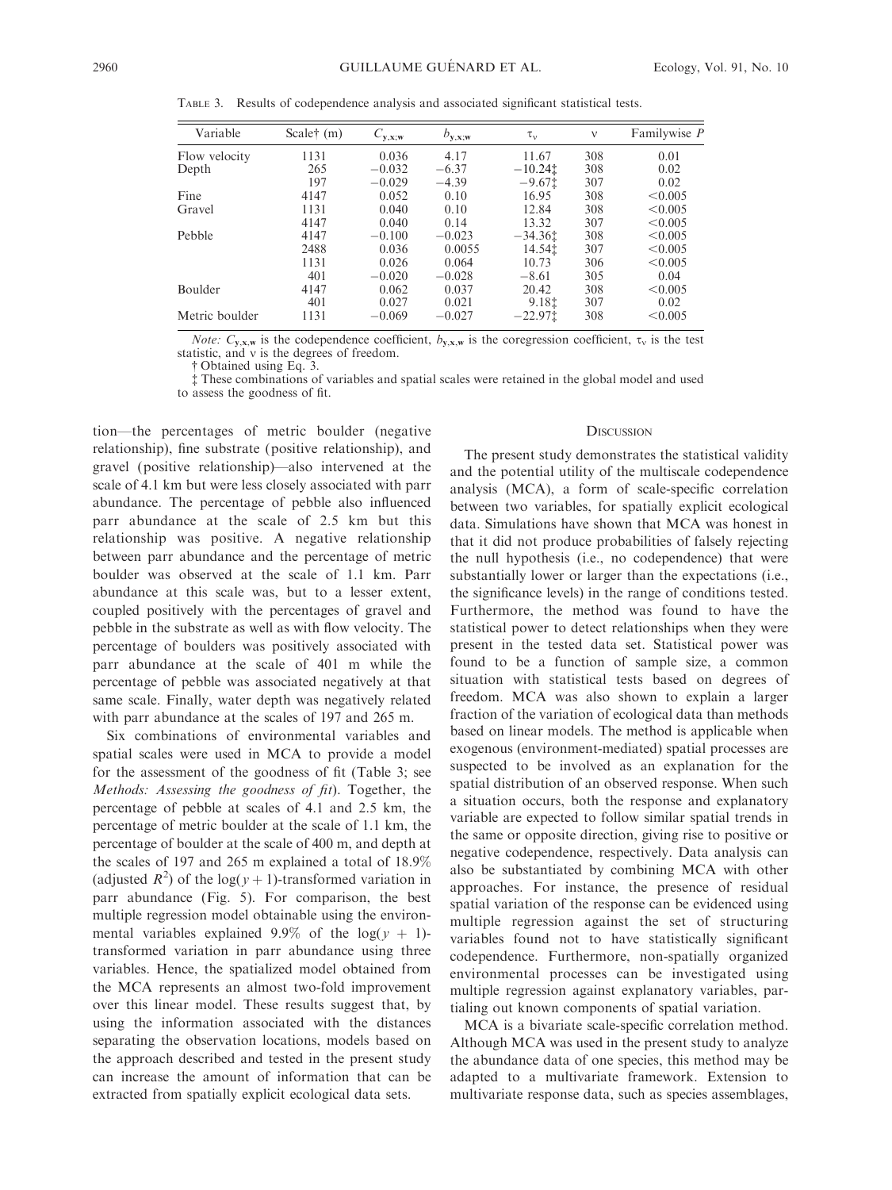TABLE 3. Results of codependence analysis and associated significant statistical tests.

| Variable | Scale† (m) | $C_{\mathbf{y,x;w}}$ | $b_{\mathbf{y,x;w}}$ | $\tau_v$ | $v$ | Familywise $P$ |
|---|---|---|---|---|---|---|
| Flow velocity | 1131 | 0.036 | 4.17 | 11.67 | 308 | 0.01 |
| Depth | 265 | −0.032 | −6.37 | −10.24‡ | 308 | 0.02 |
| | 197 | −0.029 | −4.39 | −9.67‡ | 307 | 0.02 |
| Fine | 4147 | 0.052 | 0.10 | 16.95 | 308 | <0.005 |
| Gravel | 1131 | 0.040 | 0.10 | 12.84 | 308 | <0.005 |
| | 4147 | 0.040 | 0.14 | 13.32 | 307 | <0.005 |
| Pebble | 4147 | −0.100 | −0.023 | −34.36‡ | 308 | <0.005 |
| | 2488 | 0.036 | 0.0055 | 14.54‡ | 307 | <0.005 |
| | 1131 | 0.026 | 0.064 | 10.73 | 306 | <0.005 |
| | 401 | −0.020 | −0.028 | −8.61 | 305 | 0.04 |
| Boulder | 4147 | 0.062 | 0.037 | 20.42 | 308 | <0.005 |
| | 401 | 0.027 | 0.021 | 9.18‡ | 307 | 0.02 |
| Metric boulder | 1131 | −0.069 | −0.027 | −22.97‡ | 308 | <0.005 |

*Note:* $C_{\mathbf{y,x,w}}$ is the codependence coefficient, $b_{\mathbf{y,x,w}}$ is the coregression coefficient, $\tau_v$ is the test statistic, and $v$ is the degrees of freedom.

† Obtained using Eq. 3.

‡ These combinations of variables and spatial scales were retained in the global model and used to assess the goodness of fit.

tion—the percentages of metric boulder (negative relationship), fine substrate (positive relationship), and gravel (positive relationship)—also intervened at the scale of 4.1 km but were less closely associated with parr abundance. The percentage of pebble also influenced parr abundance at the scale of 2.5 km but this relationship was positive. A negative relationship between parr abundance and the percentage of metric boulder was observed at the scale of 1.1 km. Parr abundance at this scale was, but to a lesser extent, coupled positively with the percentages of gravel and pebble in the substrate as well as with flow velocity. The percentage of boulders was positively associated with parr abundance at the scale of 401 m while the percentage of pebble was associated negatively at that same scale. Finally, water depth was negatively related with parr abundance at the scales of 197 and 265 m.

Six combinations of environmental variables and spatial scales were used in MCA to provide a model for the assessment of the goodness of fit (Table 3; see *Methods: Assessing the goodness of fit*). Together, the percentage of pebble at scales of 4.1 and 2.5 km, the percentage of metric boulder at the scale of 1.1 km, the percentage of boulder at the scale of 400 m, and depth at the scales of 197 and 265 m explained a total of 18.9% (adjusted $R^2$) of the $\log(y + 1)$-transformed variation in parr abundance (Fig. 5). For comparison, the best multiple regression model obtainable using the environmental variables explained 9.9% of the $\log(y + 1)$-transformed variation in parr abundance using three variables. Hence, the spatialized model obtained from the MCA represents an almost two-fold improvement over this linear model. These results suggest that, by using the information associated with the distances separating the observation locations, models based on the approach described and tested in the present study can increase the amount of information that can be extracted from spatially explicit ecological data sets.

## DISCUSSION

The present study demonstrates the statistical validity and the potential utility of the multiscale codependence analysis (MCA), a form of scale-specific correlation between two variables, for spatially explicit ecological data. Simulations have shown that MCA was honest in that it did not produce probabilities of falsely rejecting the null hypothesis (i.e., no codependence) that were substantially lower or larger than the expectations (i.e., the significance levels) in the range of conditions tested. Furthermore, the method was found to have the statistical power to detect relationships when they were present in the tested data set. Statistical power was found to be a function of sample size, a common situation with statistical tests based on degrees of freedom. MCA was also shown to explain a larger fraction of the variation of ecological data than methods based on linear models. The method is applicable when exogenous (environment-mediated) spatial processes are suspected to be involved as an explanation for the spatial distribution of an observed response. When such a situation occurs, both the response and explanatory variable are expected to follow similar spatial trends in the same or opposite direction, giving rise to positive or negative codependence, respectively. Data analysis can also be substantiated by combining MCA with other approaches. For instance, the presence of residual spatial variation of the response can be evidenced using multiple regression against the set of structuring variables found not to have statistically significant codependence. Furthermore, non-spatially organized environmental processes can be investigated using multiple regression against explanatory variables, partialing out known components of spatial variation.

MCA is a bivariate scale-specific correlation method. Although MCA was used in the present study to analyze the abundance data of one species, this method may be adapted to a multivariate framework. Extension to multivariate response data, such as species assemblages,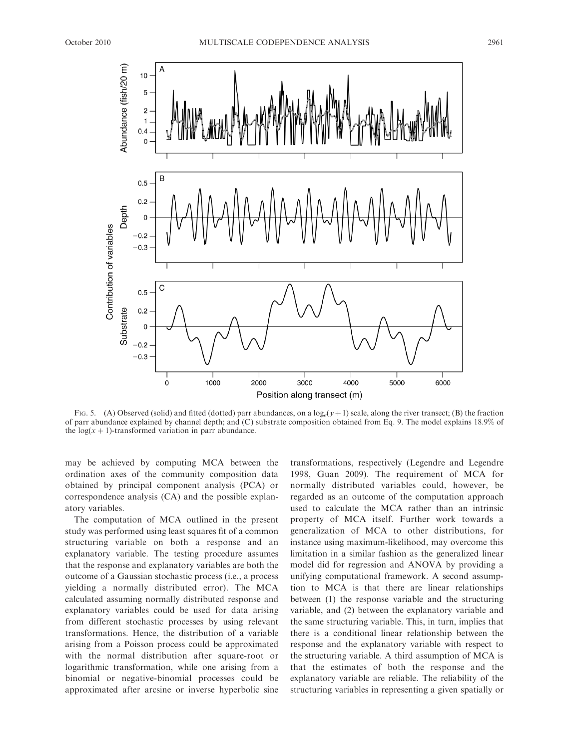FIG. 5. (A) Observed (solid) and fitted (dotted) parr abundances, on a $\log_e(y + 1)$ scale, along the river transect; (B) the fraction of parr abundance explained by channel depth; and (C) substrate composition obtained from Eq. 9. The model explains 18.9% of the $\log(x + 1)$-transformed variation in parr abundance.

may be achieved by computing MCA between the ordination axes of the community composition data obtained by principal component analysis (PCA) or correspondence analysis (CA) and the possible explanatory variables.

The computation of MCA outlined in the present study was performed using least squares fit of a common structuring variable on both a response and an explanatory variable. The testing procedure assumes that the response and explanatory variables are both the outcome of a Gaussian stochastic process (i.e., a process yielding a normally distributed error). The MCA calculated assuming normally distributed response and explanatory variables could be used for data arising from different stochastic processes by using relevant transformations. Hence, the distribution of a variable arising from a Poisson process could be approximated with the normal distribution after square-root or logarithmic transformation, while one arising from a binomial or negative-binomial processes could be approximated after arcsine or inverse hyperbolic sine transformations, respectively (Legendre and Legendre 1998, Guan 2009). The requirement of MCA for normally distributed variables could, however, be regarded as an outcome of the computation approach used to calculate the MCA rather than an intrinsic property of MCA itself. Further work towards a generalization of MCA to other distributions, for instance using maximum-likelihood, may overcome this limitation in a similar fashion as the generalized linear model did for regression and ANOVA by providing a unifying computational framework. A second assumption to MCA is that there are linear relationships between (1) the response variable and the structuring variable, and (2) between the explanatory variable and the same structuring variable. This, in turn, implies that there is a conditional linear relationship between the response and the explanatory variable with respect to the structuring variable. A third assumption of MCA is that the estimates of both the response and the explanatory variable are reliable. The reliability of the structuring variables in representing a given spatially or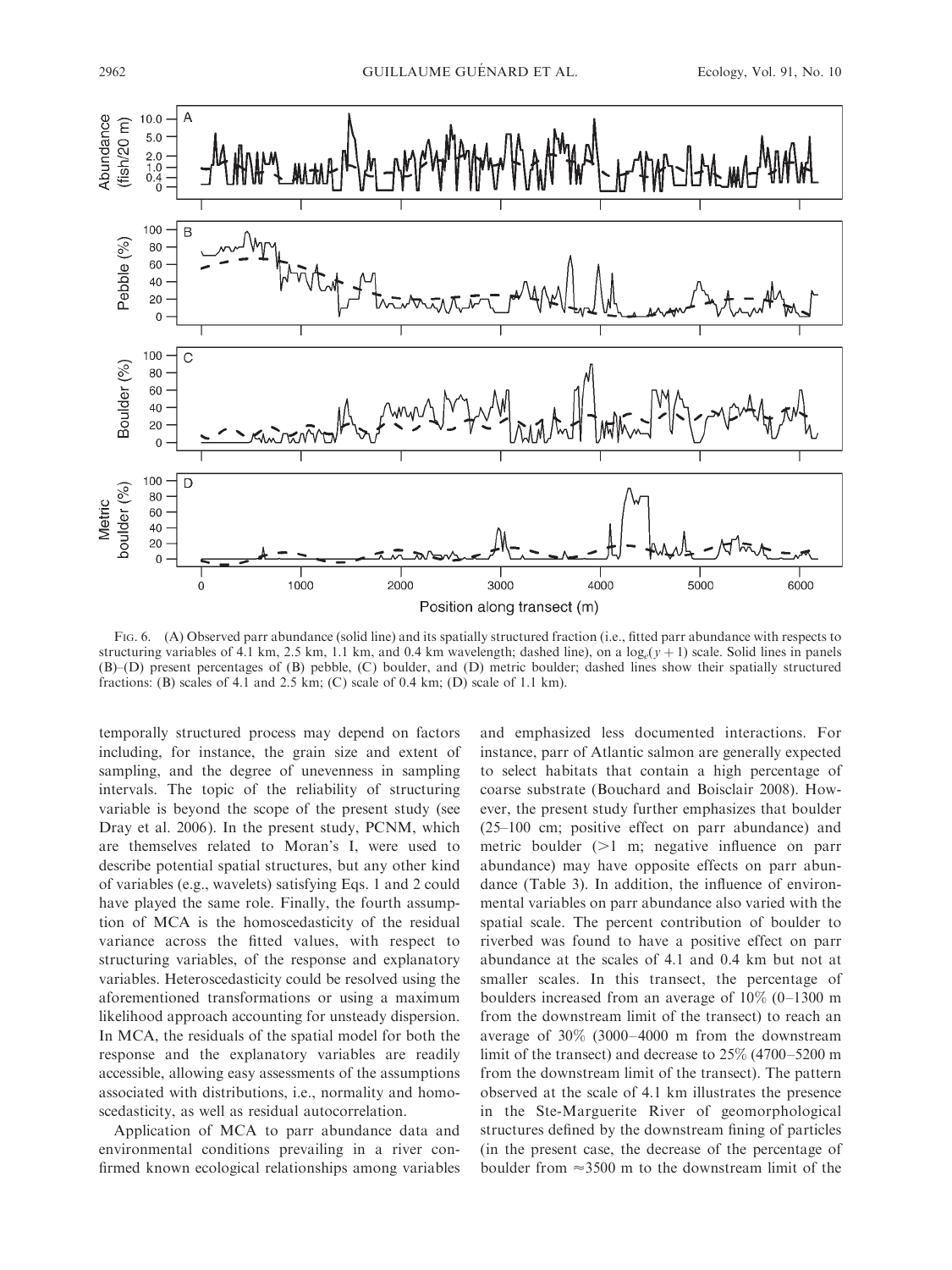FIG. 6. (A) Observed parr abundance (solid line) and its spatially structured fraction (i.e., fitted parr abundance with respects to structuring variables of 4.1 km, 2.5 km, 1.1 km, and 0.4 km wavelength; dashed line), on a $\log_e(y + 1)$ scale. Solid lines in panels (B)–(D) present percentages of (B) pebble, (C) boulder, and (D) metric boulder; dashed lines show their spatially structured fractions: (B) scales of 4.1 and 2.5 km; (C) scale of 0.4 km; (D) scale of 1.1 km).

temporally structured process may depend on factors including, for instance, the grain size and extent of sampling, and the degree of unevenness in sampling intervals. The topic of the reliability of structuring variable is beyond the scope of the present study (see Dray et al. 2006). In the present study, PCNM, which are themselves related to Moran's I, were used to describe potential spatial structures, but any other kind of variables (e.g., wavelets) satisfying Eqs. 1 and 2 could have played the same role. Finally, the fourth assumption of MCA is the homoscedasticity of the residual variance across the fitted values, with respect to structuring variables, of the response and explanatory variables. Heteroscedasticity could be resolved using the aforementioned transformations or using a maximum likelihood approach accounting for unsteady dispersion. In MCA, the residuals of the spatial model for both the response and the explanatory variables are readily accessible, allowing easy assessments of the assumptions associated with distributions, i.e., normality and homoscedasticity, as well as residual autocorrelation.

Application of MCA to parr abundance data and environmental conditions prevailing in a river confirmed known ecological relationships among variables and emphasized less documented interactions. For instance, parr of Atlantic salmon are generally expected to select habitats that contain a high percentage of coarse substrate (Bouchard and Boisclair 2008). However, the present study further emphasizes that boulder (25–100 cm; positive effect on parr abundance) and metric boulder (>1 m; negative influence on parr abundance) may have opposite effects on parr abundance (Table 3). In addition, the influence of environmental variables on parr abundance also varied with the spatial scale. The percent contribution of boulder to riverbed was found to have a positive effect on parr abundance at the scales of 4.1 and 0.4 km but not at smaller scales. In this transect, the percentage of boulders increased from an average of 10% (0–1300 m from the downstream limit of the transect) to reach an average of 30% (3000–4000 m from the downstream limit of the transect) and decrease to 25% (4700–5200 m from the downstream limit of the transect). The pattern observed at the scale of 4.1 km illustrates the presence in the Ste-Marguerite River of geomorphological structures defined by the downstream fining of particles (in the present case, the decrease of the percentage of boulder from ≈3500 m to the downstream limit of the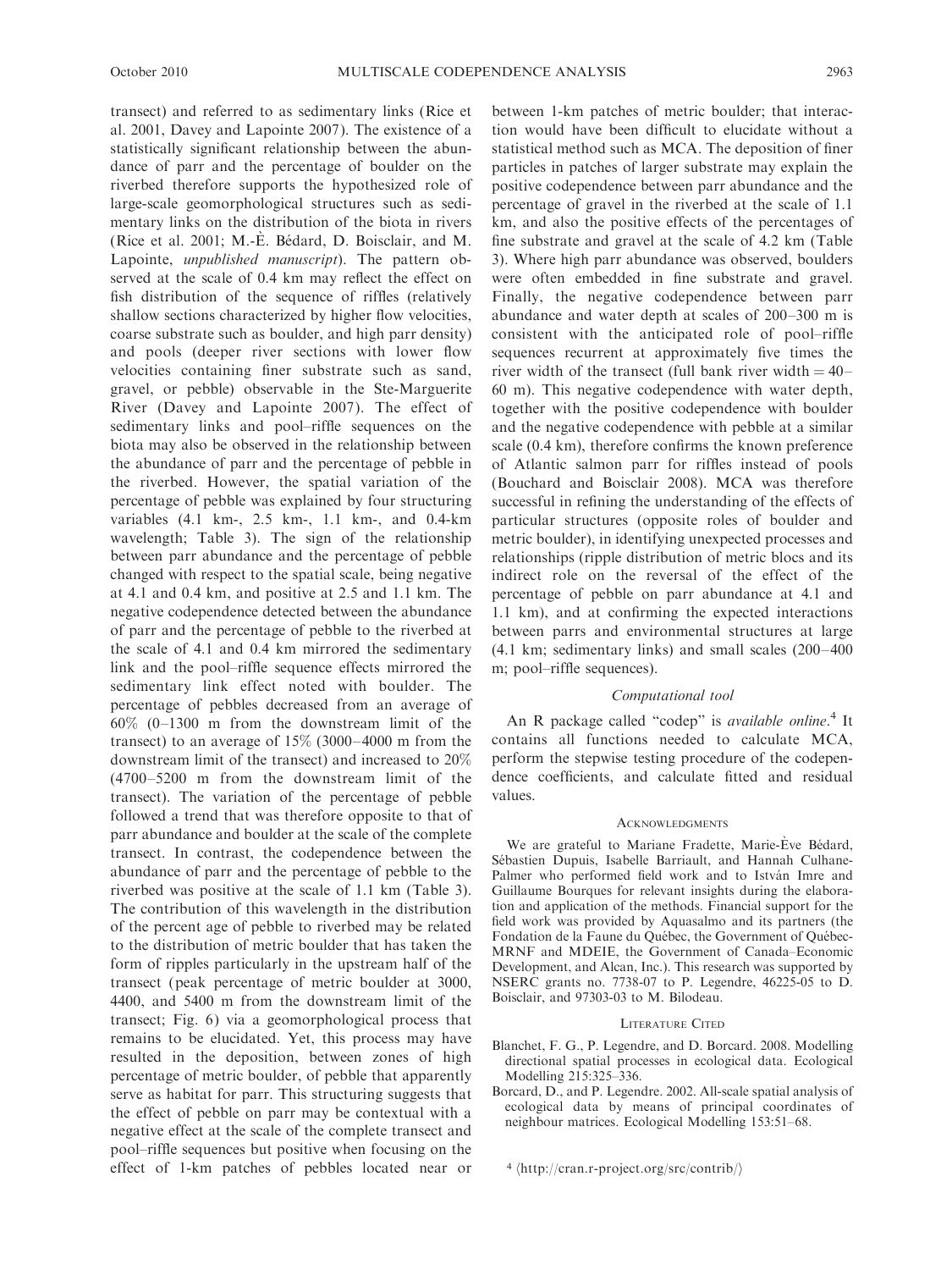transect) and referred to as sedimentary links (Rice et al. 2001, Davey and Lapointe 2007). The existence of a statistically significant relationship between the abundance of parr and the percentage of boulder on the riverbed therefore supports the hypothesized role of large-scale geomorphological structures such as sedimentary links on the distribution of the biota in rivers (Rice et al. 2001; M.-È. Bédard, D. Boisclair, and M. Lapointe, *unpublished manuscript*). The pattern observed at the scale of 0.4 km may reflect the effect on fish distribution of the sequence of riffles (relatively shallow sections characterized by higher flow velocities, coarse substrate such as boulder, and high parr density) and pools (deeper river sections with lower flow velocities containing finer substrate such as sand, gravel, or pebble) observable in the Ste-Marguerite River (Davey and Lapointe 2007). The effect of sedimentary links and pool–riffle sequences on the biota may also be observed in the relationship between the abundance of parr and the percentage of pebble in the riverbed. However, the spatial variation of the percentage of pebble was explained by four structuring variables (4.1 km-, 2.5 km-, 1.1 km-, and 0.4-km wavelength; Table 3). The sign of the relationship between parr abundance and the percentage of pebble changed with respect to the spatial scale, being negative at 4.1 and 0.4 km, and positive at 2.5 and 1.1 km. The negative codependence detected between the abundance of parr and the percentage of pebble to the riverbed at the scale of 4.1 and 0.4 km mirrored the sedimentary link and the pool–riffle sequence effects mirrored the sedimentary link effect noted with boulder. The percentage of pebbles decreased from an average of 60% (0–1300 m from the downstream limit of the transect) to an average of 15% (3000–4000 m from the downstream limit of the transect) and increased to 20% (4700–5200 m from the downstream limit of the transect). The variation of the percentage of pebble followed a trend that was therefore opposite to that of parr abundance and boulder at the scale of the complete transect. In contrast, the codependence between the abundance of parr and the percentage of pebble to the riverbed was positive at the scale of 1.1 km (Table 3). The contribution of this wavelength in the distribution of the percent age of pebble to riverbed may be related to the distribution of metric boulder that has taken the form of ripples particularly in the upstream half of the transect (peak percentage of metric boulder at 3000, 4400, and 5400 m from the downstream limit of the transect; Fig. 6) via a geomorphological process that remains to be elucidated. Yet, this process may have resulted in the deposition, between zones of high percentage of metric boulder, of pebble that apparently serve as habitat for parr. This structuring suggests that the effect of pebble on parr may be contextual with a negative effect at the scale of the complete transect and pool–riffle sequences but positive when focusing on the effect of 1-km patches of pebbles located near or between 1-km patches of metric boulder; that interaction would have been difficult to elucidate without a statistical method such as MCA. The deposition of finer particles in patches of larger substrate may explain the positive codependence between parr abundance and the percentage of gravel in the riverbed at the scale of 1.1 km, and also the positive effects of the percentages of fine substrate and gravel at the scale of 4.2 km (Table 3). Where high parr abundance was observed, boulders were often embedded in fine substrate and gravel. Finally, the negative codependence between parr abundance and water depth at scales of 200–300 m is consistent with the anticipated role of pool–riffle sequences recurrent at approximately five times the river width of the transect (full bank river width = 40–60 m). This negative codependence with water depth, together with the positive codependence with boulder and the negative codependence with pebble at a similar scale (0.4 km), therefore confirms the known preference of Atlantic salmon parr for riffles instead of pools (Bouchard and Boisclair 2008). MCA was therefore successful in refining the understanding of the effects of particular structures (opposite roles of boulder and metric boulder), in identifying unexpected processes and relationships (ripple distribution of metric blocs and its indirect role on the reversal of the effect of the percentage of pebble on parr abundance at 4.1 and 1.1 km), and at confirming the expected interactions between parrs and environmental structures at large (4.1 km; sedimentary links) and small scales (200–400 m; pool–riffle sequences).

### *Computational tool*

An R package called "codep" is *available online*.[4] It contains all functions needed to calculate MCA, perform the stepwise testing procedure of the codependence coefficients, and calculate fitted and residual values.

## Acknowledgments

We are grateful to Mariane Fradette, Marie-Ève Bédard, Sébastien Dupuis, Isabelle Barriault, and Hannah Culhane-Palmer who performed field work and to István Imre and Guillaume Bourques for relevant insights during the elaboration and application of the methods. Financial support for the field work was provided by Aquasalmo and its partners (the Fondation de la Faune du Québec, the Government of Québec-MRNF and MDEIE, the Government of Canada–Economic Development, and Alcan, Inc.). This research was supported by NSERC grants no. 7738-07 to P. Legendre, 46225-05 to D. Boisclair, and 97303-03 to M. Bilodeau.

## Literature Cited

Blanchet, F. G., P. Legendre, and D. Borcard. 2008. Modelling directional spatial processes in ecological data. Ecological Modelling 215:325–336.

Borcard, D., and P. Legendre. 2002. All-scale spatial analysis of ecological data by means of principal coordinates of neighbour matrices. Ecological Modelling 153:51–68.

[4] ⟨http://cran.r-project.org/src/contrib/⟩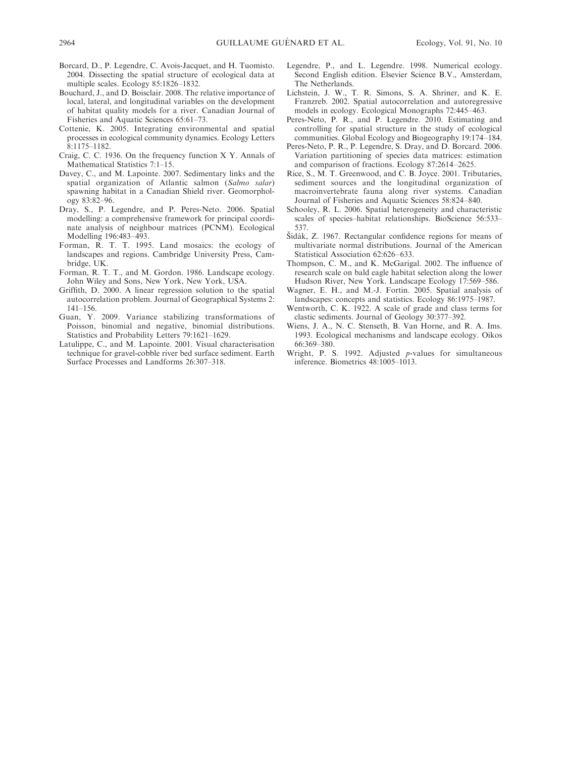Borcard, D., P. Legendre, C. Avois-Jacquet, and H. Tuomisto. 2004. Dissecting the spatial structure of ecological data at multiple scales. Ecology 85:1826–1832.

Bouchard, J., and D. Boisclair. 2008. The relative importance of local, lateral, and longitudinal variables on the development of habitat quality models for a river. Canadian Journal of Fisheries and Aquatic Sciences 65:61–73.

Cottenie, K. 2005. Integrating environmental and spatial processes in ecological community dynamics. Ecology Letters 8:1175–1182.

Craig, C. C. 1936. On the frequency function X Y. Annals of Mathematical Statistics 7:1–15.

Davey, C., and M. Lapointe. 2007. Sedimentary links and the spatial organization of Atlantic salmon (*Salmo salar*) spawning habitat in a Canadian Shield river. Geomorphology 83:82–96.

Dray, S., P. Legendre, and P. Peres-Neto. 2006. Spatial modelling: a comprehensive framework for principal coordinate analysis of neighbour matrices (PCNM). Ecological Modelling 196:483–493.

Forman, R. T. T. 1995. Land mosaics: the ecology of landscapes and regions. Cambridge University Press, Cambridge, UK.

Forman, R. T. T., and M. Gordon. 1986. Landscape ecology. John Wiley and Sons, New York, New York, USA.

Griffith, D. 2000. A linear regression solution to the spatial autocorrelation problem. Journal of Geographical Systems 2: 141–156.

Guan, Y. 2009. Variance stabilizing transformations of Poisson, binomial and negative, binomial distributions. Statistics and Probability Letters 79:1621–1629.

Latulippe, C., and M. Lapointe. 2001. Visual characterisation technique for gravel-cobble river bed surface sediment. Earth Surface Processes and Landforms 26:307–318.

Legendre, P., and L. Legendre. 1998. Numerical ecology. Second English edition. Elsevier Science B.V., Amsterdam, The Netherlands.

Lichstein, J. W., T. R. Simons, S. A. Shriner, and K. E. Franzreb. 2002. Spatial autocorrelation and autoregressive models in ecology. Ecological Monographs 72:445–463.

Peres-Neto, P. R., and P. Legendre. 2010. Estimating and controlling for spatial structure in the study of ecological communities. Global Ecology and Biogeography 19:174–184.

Peres-Neto, P. R., P. Legendre, S. Dray, and D. Borcard. 2006. Variation partitioning of species data matrices: estimation and comparison of fractions. Ecology 87:2614–2625.

Rice, S., M. T. Greenwood, and C. B. Joyce. 2001. Tributaries, sediment sources and the longitudinal organization of macroinvertebrate fauna along river systems. Canadian Journal of Fisheries and Aquatic Sciences 58:824–840.

Schooley, R. L. 2006. Spatial heterogeneity and characteristic scales of species–habitat relationships. BioScience 56:533–537.

Šidák, Z. 1967. Rectangular confidence regions for means of multivariate normal distributions. Journal of the American Statistical Association 62:626–633.

Thompson, C. M., and K. McGarigal. 2002. The influence of research scale on bald eagle habitat selection along the lower Hudson River, New York. Landscape Ecology 17:569–586.

Wagner, E. H., and M.-J. Fortin. 2005. Spatial analysis of landscapes: concepts and statistics. Ecology 86:1975–1987.

Wentworth, C. K. 1922. A scale of grade and class terms for clastic sediments. Journal of Geology 30:377–392.

Wiens, J. A., N. C. Stenseth, B. Van Horne, and R. A. Ims. 1993. Ecological mechanisms and landscape ecology. Oikos 66:369–380.

Wright, P. S. 1992. Adjusted *p*-values for simultaneous inference. Biometrics 48:1005–1013.